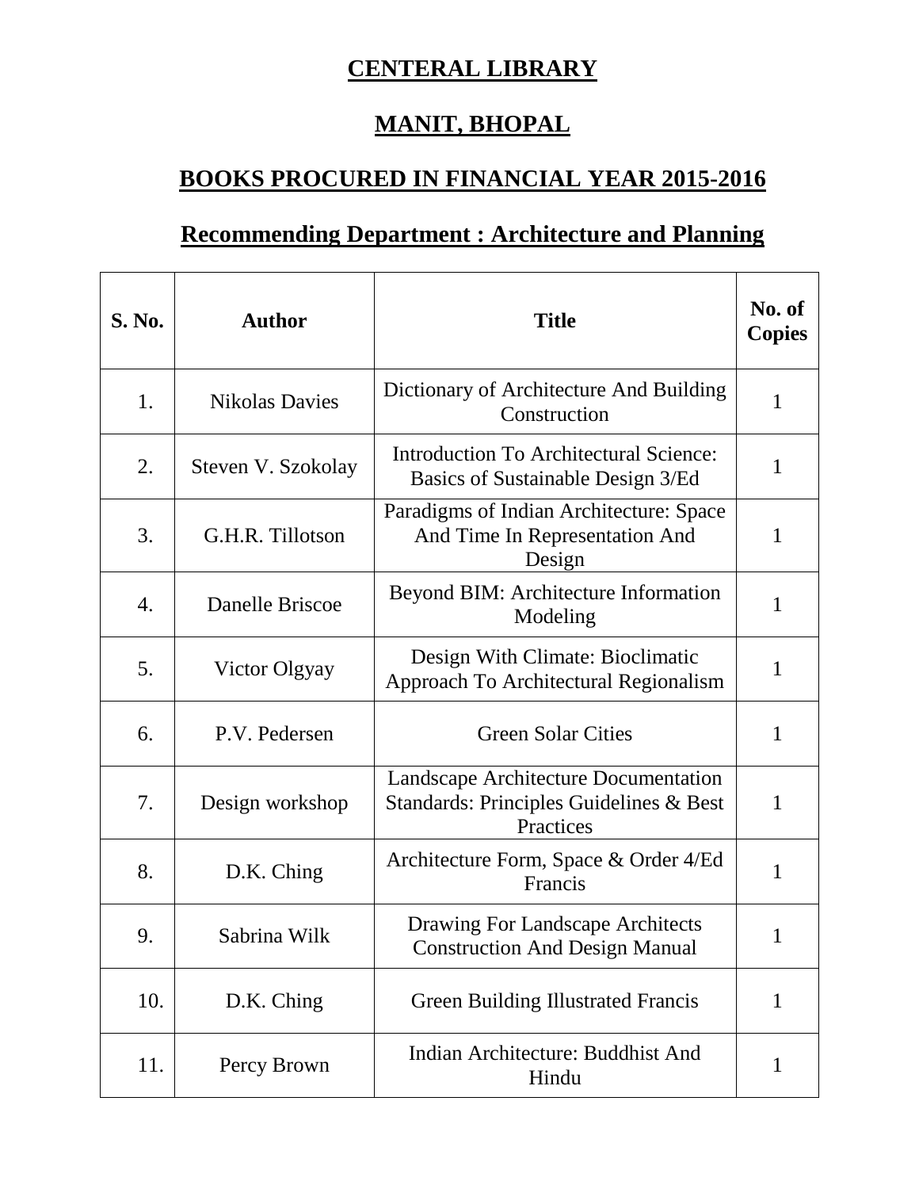# CENTERAL LIBRARY

# MANIT, BHOPAL

## BOOKS PROCURED IN FINANCIAL YEAR 2015-2016

### Recommending Department : Architecture and Planning

| S. No. | Author | Title | No. of Copies |
|---|---|---|---|
| 1. | Nikolas Davies | Dictionary of Architecture And Building Construction | 1 |
| 2. | Steven V. Szokolay | Introduction To Architectural Science: Basics of Sustainable Design 3/Ed | 1 |
| 3. | G.H.R. Tillotson | Paradigms of Indian Architecture: Space And Time In Representation And Design | 1 |
| 4. | Danelle Briscoe | Beyond BIM: Architecture Information Modeling | 1 |
| 5. | Victor Olgyay | Design With Climate: Bioclimatic Approach To Architectural Regionalism | 1 |
| 6. | P.V. Pedersen | Green Solar Cities | 1 |
| 7. | Design workshop | Landscape Architecture Documentation Standards: Principles Guidelines & Best Practices | 1 |
| 8. | D.K. Ching | Architecture Form, Space & Order 4/Ed Francis | 1 |
| 9. | Sabrina Wilk | Drawing For Landscape Architects Construction And Design Manual | 1 |
| 10. | D.K. Ching | Green Building Illustrated Francis | 1 |
| 11. | Percy Brown | Indian Architecture: Buddhist And Hindu | 1 |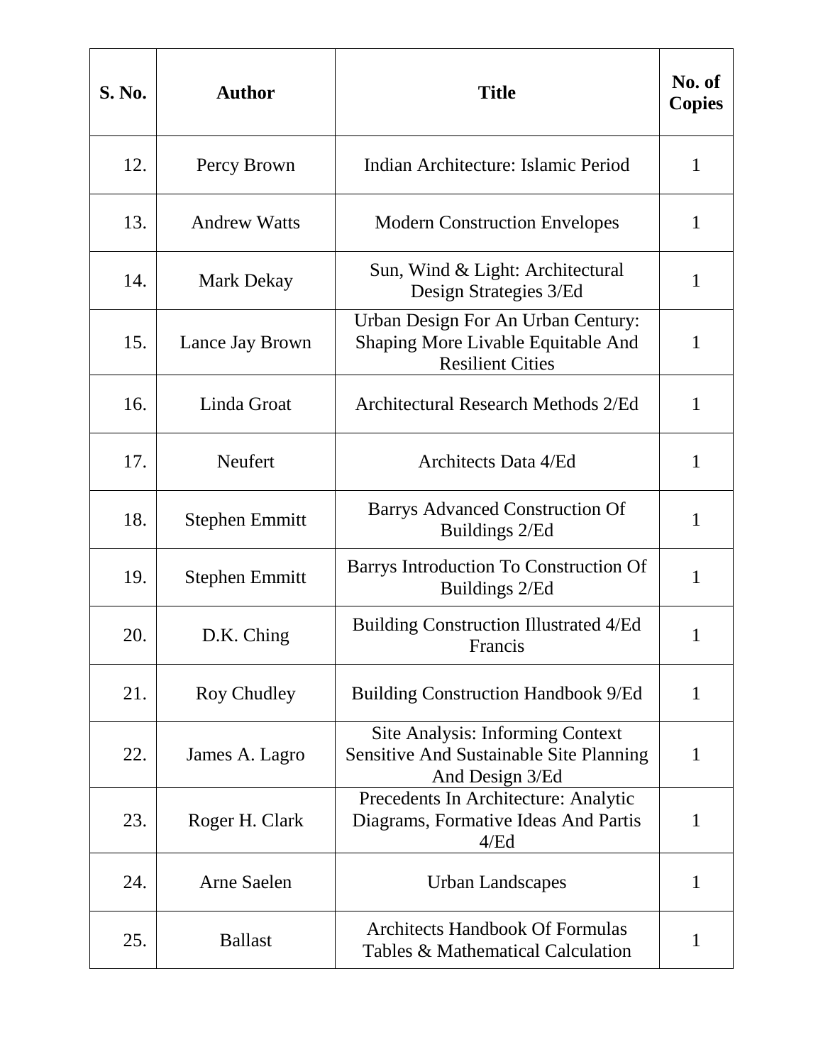| S. No. | Author | Title | No. of Copies |
|---|---|---|---|
| 12. | Percy Brown | Indian Architecture: Islamic Period | 1 |
| 13. | Andrew Watts | Modern Construction Envelopes | 1 |
| 14. | Mark Dekay | Sun, Wind & Light: Architectural Design Strategies 3/Ed | 1 |
| 15. | Lance Jay Brown | Urban Design For An Urban Century: Shaping More Livable Equitable And Resilient Cities | 1 |
| 16. | Linda Groat | Architectural Research Methods 2/Ed | 1 |
| 17. | Neufert | Architects Data 4/Ed | 1 |
| 18. | Stephen Emmitt | Barrys Advanced Construction Of Buildings 2/Ed | 1 |
| 19. | Stephen Emmitt | Barrys Introduction To Construction Of Buildings 2/Ed | 1 |
| 20. | D.K. Ching | Building Construction Illustrated 4/Ed Francis | 1 |
| 21. | Roy Chudley | Building Construction Handbook 9/Ed | 1 |
| 22. | James A. Lagro | Site Analysis: Informing Context Sensitive And Sustainable Site Planning And Design 3/Ed | 1 |
| 23. | Roger H. Clark | Precedents In Architecture: Analytic Diagrams, Formative Ideas And Partis 4/Ed | 1 |
| 24. | Arne Saelen | Urban Landscapes | 1 |
| 25. | Ballast | Architects Handbook Of Formulas Tables & Mathematical Calculation | 1 |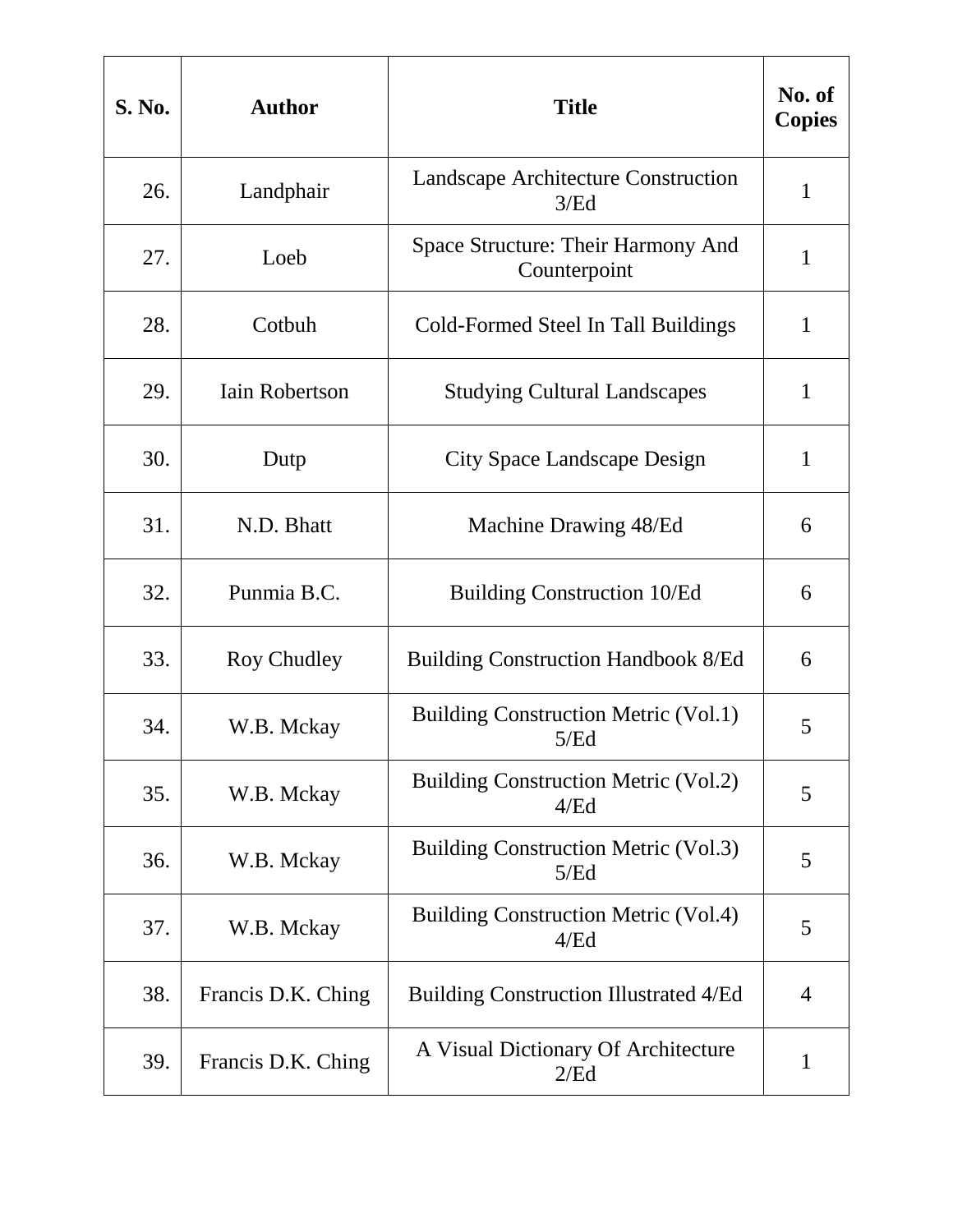| S. No. | Author | Title | No. of Copies |
|---|---|---|---|
| 26. | Landphair | Landscape Architecture Construction 3/Ed | 1 |
| 27. | Loeb | Space Structure: Their Harmony And Counterpoint | 1 |
| 28. | Cotbuh | Cold-Formed Steel In Tall Buildings | 1 |
| 29. | Iain Robertson | Studying Cultural Landscapes | 1 |
| 30. | Dutp | City Space Landscape Design | 1 |
| 31. | N.D. Bhatt | Machine Drawing 48/Ed | 6 |
| 32. | Punmia B.C. | Building Construction 10/Ed | 6 |
| 33. | Roy Chudley | Building Construction Handbook 8/Ed | 6 |
| 34. | W.B. Mckay | Building Construction Metric (Vol.1) 5/Ed | 5 |
| 35. | W.B. Mckay | Building Construction Metric (Vol.2) 4/Ed | 5 |
| 36. | W.B. Mckay | Building Construction Metric (Vol.3) 5/Ed | 5 |
| 37. | W.B. Mckay | Building Construction Metric (Vol.4) 4/Ed | 5 |
| 38. | Francis D.K. Ching | Building Construction Illustrated 4/Ed | 4 |
| 39. | Francis D.K. Ching | A Visual Dictionary Of Architecture 2/Ed | 1 |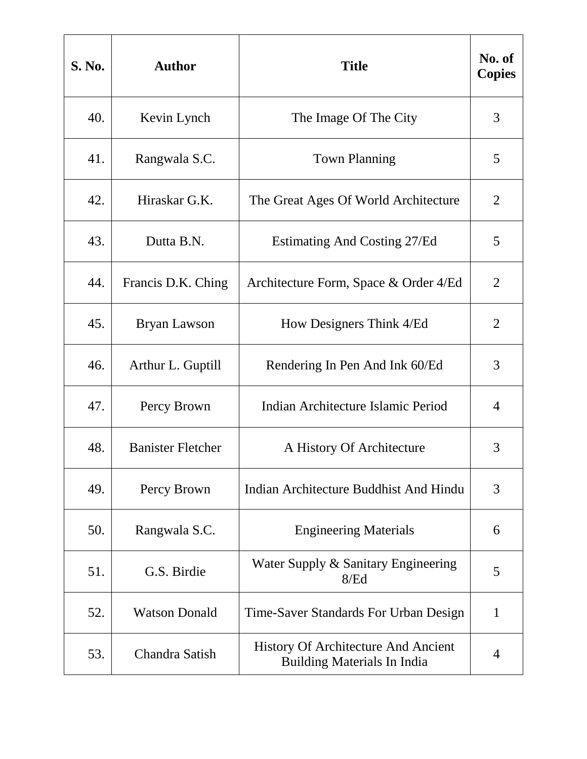| S. No. | Author | Title | No. of Copies |
|---|---|---|---|
| 40. | Kevin Lynch | The Image Of The City | 3 |
| 41. | Rangwala S.C. | Town Planning | 5 |
| 42. | Hiraskar G.K. | The Great Ages Of World Architecture | 2 |
| 43. | Dutta B.N. | Estimating And Costing 27/Ed | 5 |
| 44. | Francis D.K. Ching | Architecture Form, Space & Order 4/Ed | 2 |
| 45. | Bryan Lawson | How Designers Think 4/Ed | 2 |
| 46. | Arthur L. Guptill | Rendering In Pen And Ink 60/Ed | 3 |
| 47. | Percy Brown | Indian Architecture Islamic Period | 4 |
| 48. | Banister Fletcher | A History Of Architecture | 3 |
| 49. | Percy Brown | Indian Architecture Buddhist And Hindu | 3 |
| 50. | Rangwala S.C. | Engineering Materials | 6 |
| 51. | G.S. Birdie | Water Supply & Sanitary Engineering 8/Ed | 5 |
| 52. | Watson Donald | Time-Saver Standards For Urban Design | 1 |
| 53. | Chandra Satish | History Of Architecture And Ancient Building Materials In India | 4 |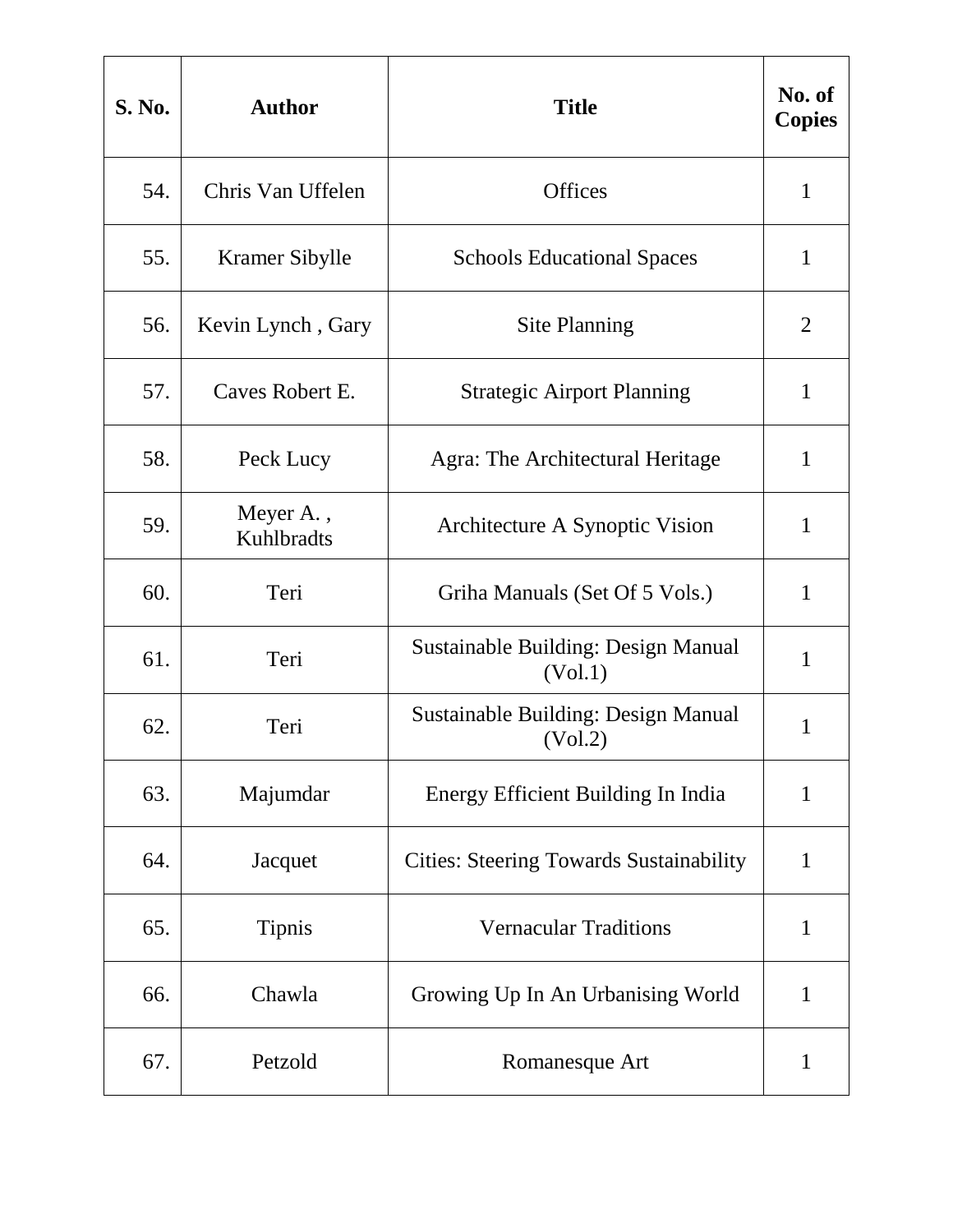| S. No. | Author | Title | No. of Copies |
|---|---|---|---|
| 54. | Chris Van Uffelen | Offices | 1 |
| 55. | Kramer Sibylle | Schools Educational Spaces | 1 |
| 56. | Kevin Lynch , Gary | Site Planning | 2 |
| 57. | Caves Robert E. | Strategic Airport Planning | 1 |
| 58. | Peck Lucy | Agra: The Architectural Heritage | 1 |
| 59. | Meyer A. , Kuhlbradts | Architecture A Synoptic Vision | 1 |
| 60. | Teri | Griha Manuals (Set Of 5 Vols.) | 1 |
| 61. | Teri | Sustainable Building: Design Manual (Vol.1) | 1 |
| 62. | Teri | Sustainable Building: Design Manual (Vol.2) | 1 |
| 63. | Majumdar | Energy Efficient Building In India | 1 |
| 64. | Jacquet | Cities: Steering Towards Sustainability | 1 |
| 65. | Tipnis | Vernacular Traditions | 1 |
| 66. | Chawla | Growing Up In An Urbanising World | 1 |
| 67. | Petzold | Romanesque Art | 1 |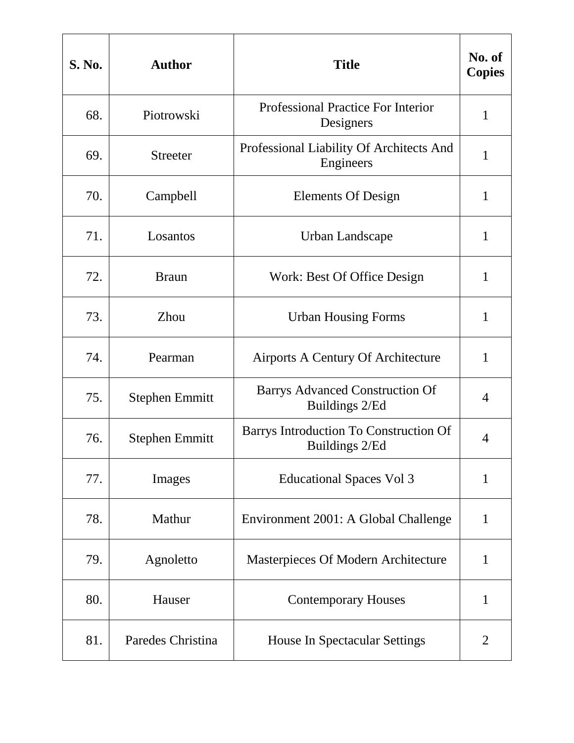| S. No. | Author | Title | No. of Copies |
|---|---|---|---|
| 68. | Piotrowski | Professional Practice For Interior Designers | 1 |
| 69. | Streeter | Professional Liability Of Architects And Engineers | 1 |
| 70. | Campbell | Elements Of Design | 1 |
| 71. | Losantos | Urban Landscape | 1 |
| 72. | Braun | Work: Best Of Office Design | 1 |
| 73. | Zhou | Urban Housing Forms | 1 |
| 74. | Pearman | Airports A Century Of Architecture | 1 |
| 75. | Stephen Emmitt | Barrys Advanced Construction Of Buildings 2/Ed | 4 |
| 76. | Stephen Emmitt | Barrys Introduction To Construction Of Buildings 2/Ed | 4 |
| 77. | Images | Educational Spaces Vol 3 | 1 |
| 78. | Mathur | Environment 2001: A Global Challenge | 1 |
| 79. | Agnoletto | Masterpieces Of Modern Architecture | 1 |
| 80. | Hauser | Contemporary Houses | 1 |
| 81. | Paredes Christina | House In Spectacular Settings | 2 |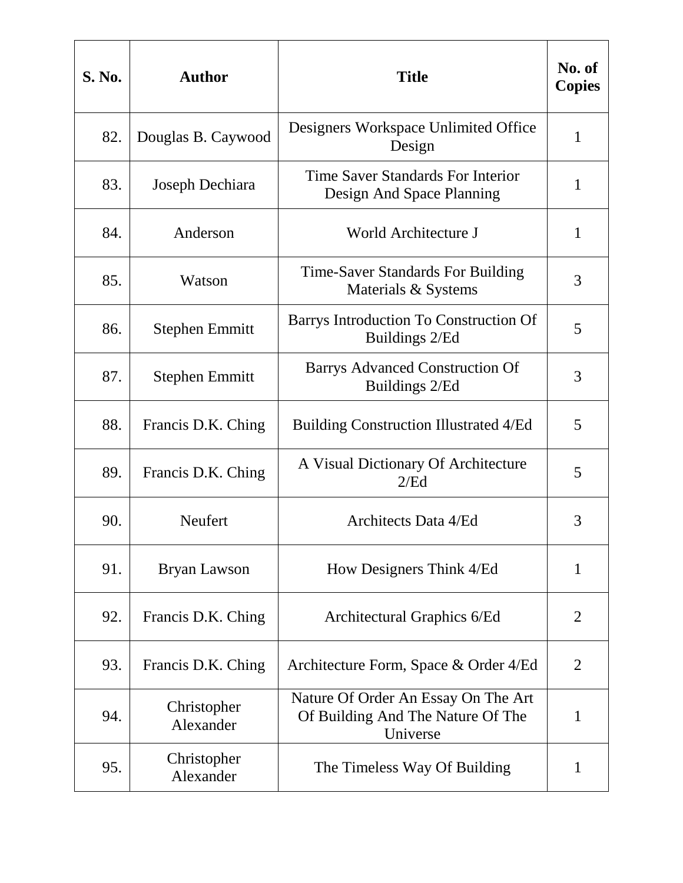| S. No. | Author | Title | No. of Copies |
| --- | --- | --- | --- |
| 82. | Douglas B. Caywood | Designers Workspace Unlimited Office Design | 1 |
| 83. | Joseph Dechiara | Time Saver Standards For Interior Design And Space Planning | 1 |
| 84. | Anderson | World Architecture J | 1 |
| 85. | Watson | Time-Saver Standards For Building Materials & Systems | 3 |
| 86. | Stephen Emmitt | Barrys Introduction To Construction Of Buildings 2/Ed | 5 |
| 87. | Stephen Emmitt | Barrys Advanced Construction Of Buildings 2/Ed | 3 |
| 88. | Francis D.K. Ching | Building Construction Illustrated 4/Ed | 5 |
| 89. | Francis D.K. Ching | A Visual Dictionary Of Architecture 2/Ed | 5 |
| 90. | Neufert | Architects Data 4/Ed | 3 |
| 91. | Bryan Lawson | How Designers Think 4/Ed | 1 |
| 92. | Francis D.K. Ching | Architectural Graphics 6/Ed | 2 |
| 93. | Francis D.K. Ching | Architecture Form, Space & Order 4/Ed | 2 |
| 94. | Christopher Alexander | Nature Of Order An Essay On The Art Of Building And The Nature Of The Universe | 1 |
| 95. | Christopher Alexander | The Timeless Way Of Building | 1 |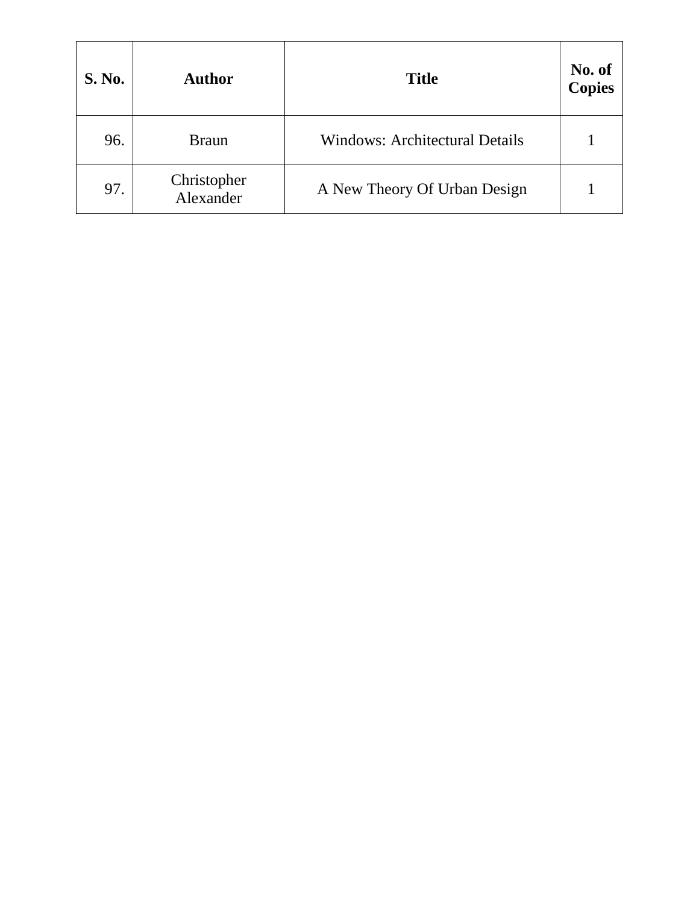| S. No. | Author | Title | No. of Copies |
|---|---|---|---|
| 96. | Braun | Windows: Architectural Details | 1 |
| 97. | Christopher Alexander | A New Theory Of Urban Design | 1 |